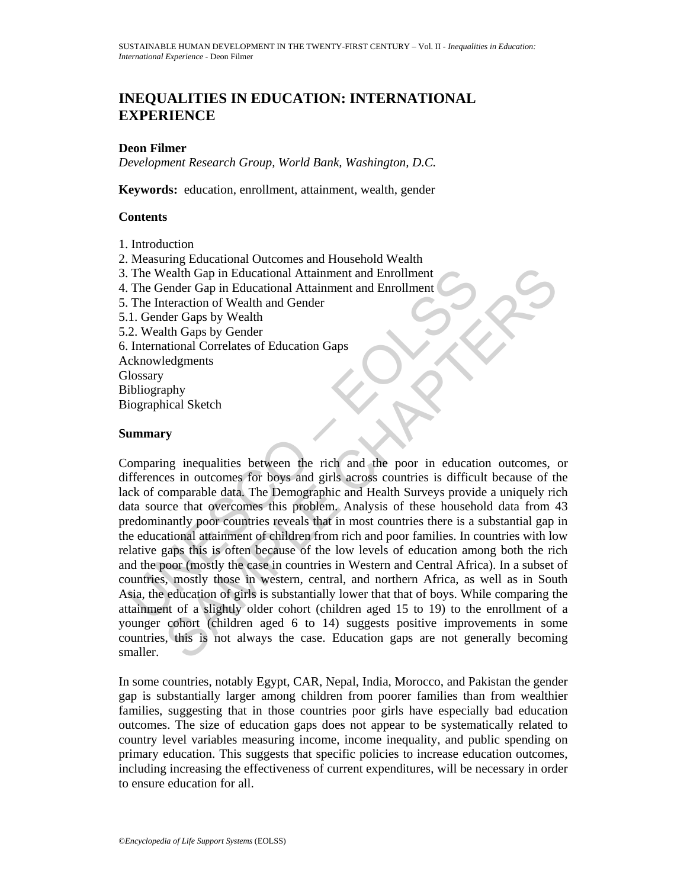# INEQUALITIES IN EDUCATION: INTERNATIONAL EXPERIENCE

**Deon Filmer**

*Development Research Group, World Bank, Washington, D.C.*

**Keywords:** education, enrollment, attainment, wealth, gender

## Contents

1. Introduction
2. Measuring Educational Outcomes and Household Wealth
3. The Wealth Gap in Educational Attainment and Enrollment
4. The Gender Gap in Educational Attainment and Enrollment
5. The Interaction of Wealth and Gender
5.1. Gender Gaps by Wealth
5.2. Wealth Gaps by Gender
6. International Correlates of Education Gaps

Acknowledgments
Glossary
Bibliography
Biographical Sketch

## Summary

Comparing inequalities between the rich and the poor in education outcomes, or differences in outcomes for boys and girls across countries is difficult because of the lack of comparable data. The Demographic and Health Surveys provide a uniquely rich data source that overcomes this problem. Analysis of these household data from 43 predominantly poor countries reveals that in most countries there is a substantial gap in the educational attainment of children from rich and poor families. In countries with low relative gaps this is often because of the low levels of education among both the rich and the poor (mostly the case in countries in Western and Central Africa). In a subset of countries, mostly those in western, central, and northern Africa, as well as in South Asia, the education of girls is substantially lower that that of boys. While comparing the attainment of a slightly older cohort (children aged 15 to 19) to the enrollment of a younger cohort (children aged 6 to 14) suggests positive improvements in some countries, this is not always the case. Education gaps are not generally becoming smaller.

In some countries, notably Egypt, CAR, Nepal, India, Morocco, and Pakistan the gender gap is substantially larger among children from poorer families than from wealthier families, suggesting that in those countries poor girls have especially bad education outcomes. The size of education gaps does not appear to be systematically related to country level variables measuring income, income inequality, and public spending on primary education. This suggests that specific policies to increase education outcomes, including increasing the effectiveness of current expenditures, will be necessary in order to ensure education for all.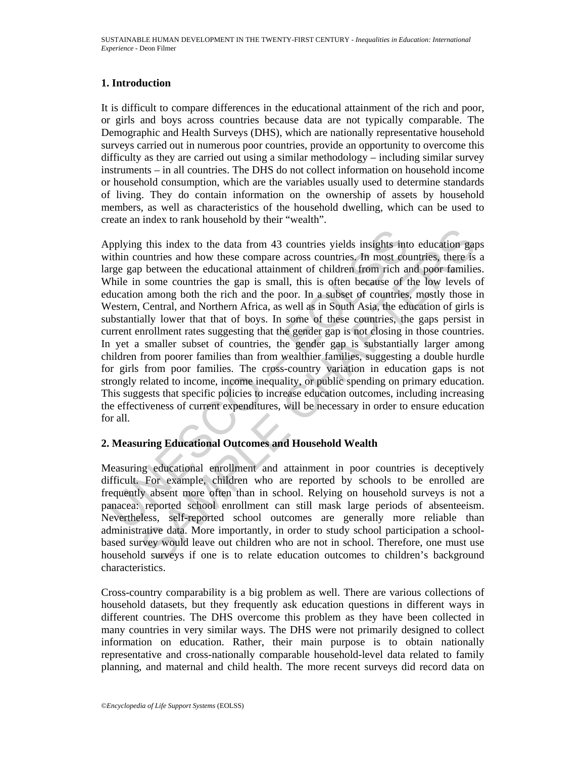## 1. Introduction

It is difficult to compare differences in the educational attainment of the rich and poor, or girls and boys across countries because data are not typically comparable. The Demographic and Health Surveys (DHS), which are nationally representative household surveys carried out in numerous poor countries, provide an opportunity to overcome this difficulty as they are carried out using a similar methodology – including similar survey instruments – in all countries. The DHS do not collect information on household income or household consumption, which are the variables usually used to determine standards of living. They do contain information on the ownership of assets by household members, as well as characteristics of the household dwelling, which can be used to create an index to rank household by their "wealth".

Applying this index to the data from 43 countries yields insights into education gaps within countries and how these compare across countries. In most countries, there is a large gap between the educational attainment of children from rich and poor families. While in some countries the gap is small, this is often because of the low levels of education among both the rich and the poor. In a subset of countries, mostly those in Western, Central, and Northern Africa, as well as in South Asia, the education of girls is substantially lower that that of boys. In some of these countries, the gaps persist in current enrollment rates suggesting that the gender gap is not closing in those countries. In yet a smaller subset of countries, the gender gap is substantially larger among children from poorer families than from wealthier families, suggesting a double hurdle for girls from poor families. The cross-country variation in education gaps is not strongly related to income, income inequality, or public spending on primary education. This suggests that specific policies to increase education outcomes, including increasing the effectiveness of current expenditures, will be necessary in order to ensure education for all.

## 2. Measuring Educational Outcomes and Household Wealth

Measuring educational enrollment and attainment in poor countries is deceptively difficult. For example, children who are reported by schools to be enrolled are frequently absent more often than in school. Relying on household surveys is not a panacea: reported school enrollment can still mask large periods of absenteeism. Nevertheless, self-reported school outcomes are generally more reliable than administrative data. More importantly, in order to study school participation a school-based survey would leave out children who are not in school. Therefore, one must use household surveys if one is to relate education outcomes to children's background characteristics.

Cross-country comparability is a big problem as well. There are various collections of household datasets, but they frequently ask education questions in different ways in different countries. The DHS overcome this problem as they have been collected in many countries in very similar ways. The DHS were not primarily designed to collect information on education. Rather, their main purpose is to obtain nationally representative and cross-nationally comparable household-level data related to family planning, and maternal and child health. The more recent surveys did record data on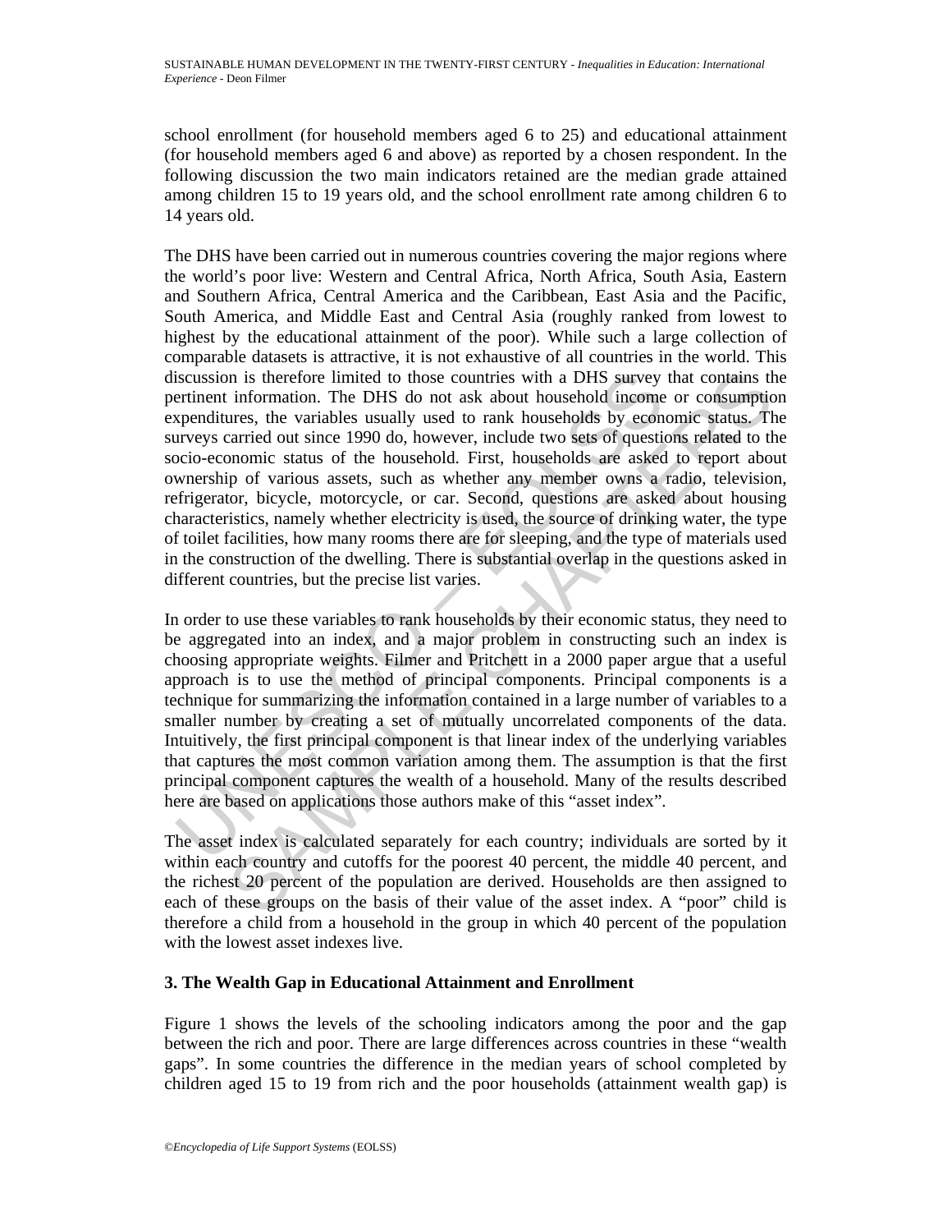school enrollment (for household members aged 6 to 25) and educational attainment (for household members aged 6 and above) as reported by a chosen respondent. In the following discussion the two main indicators retained are the median grade attained among children 15 to 19 years old, and the school enrollment rate among children 6 to 14 years old.

The DHS have been carried out in numerous countries covering the major regions where the world's poor live: Western and Central Africa, North Africa, South Asia, Eastern and Southern Africa, Central America and the Caribbean, East Asia and the Pacific, South America, and Middle East and Central Asia (roughly ranked from lowest to highest by the educational attainment of the poor). While such a large collection of comparable datasets is attractive, it is not exhaustive of all countries in the world. This discussion is therefore limited to those countries with a DHS survey that contains the pertinent information. The DHS do not ask about household income or consumption expenditures, the variables usually used to rank households by economic status. The surveys carried out since 1990 do, however, include two sets of questions related to the socio-economic status of the household. First, households are asked to report about ownership of various assets, such as whether any member owns a radio, television, refrigerator, bicycle, motorcycle, or car. Second, questions are asked about housing characteristics, namely whether electricity is used, the source of drinking water, the type of toilet facilities, how many rooms there are for sleeping, and the type of materials used in the construction of the dwelling. There is substantial overlap in the questions asked in different countries, but the precise list varies.

In order to use these variables to rank households by their economic status, they need to be aggregated into an index, and a major problem in constructing such an index is choosing appropriate weights. Filmer and Pritchett in a 2000 paper argue that a useful approach is to use the method of principal components. Principal components is a technique for summarizing the information contained in a large number of variables to a smaller number by creating a set of mutually uncorrelated components of the data. Intuitively, the first principal component is that linear index of the underlying variables that captures the most common variation among them. The assumption is that the first principal component captures the wealth of a household. Many of the results described here are based on applications those authors make of this "asset index".

The asset index is calculated separately for each country; individuals are sorted by it within each country and cutoffs for the poorest 40 percent, the middle 40 percent, and the richest 20 percent of the population are derived. Households are then assigned to each of these groups on the basis of their value of the asset index. A "poor" child is therefore a child from a household in the group in which 40 percent of the population with the lowest asset indexes live.

### 3. The Wealth Gap in Educational Attainment and Enrollment

Figure 1 shows the levels of the schooling indicators among the poor and the gap between the rich and poor. There are large differences across countries in these "wealth gaps". In some countries the difference in the median years of school completed by children aged 15 to 19 from rich and the poor households (attainment wealth gap) is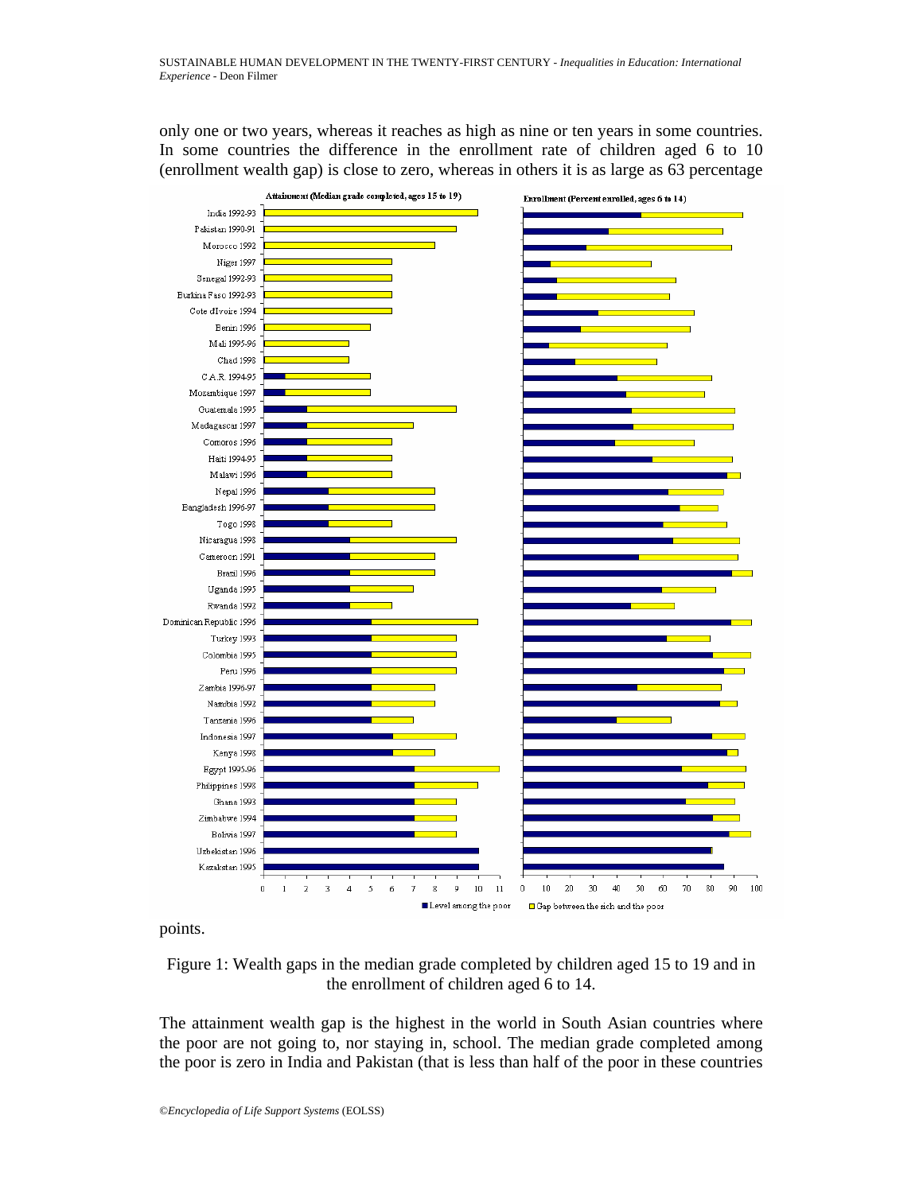only one or two years, whereas it reaches as high as nine or ten years in some countries. In some countries the difference in the enrollment rate of children aged 6 to 10 (enrollment wealth gap) is close to zero, whereas in others it is as large as 63 percentage points.

Figure 1: Wealth gaps in the median grade completed by children aged 15 to 19 and in the enrollment of children aged 6 to 14.

The attainment wealth gap is the highest in the world in South Asian countries where the poor are not going to, nor staying in, school. The median grade completed among the poor is zero in India and Pakistan (that is less than half of the poor in these countries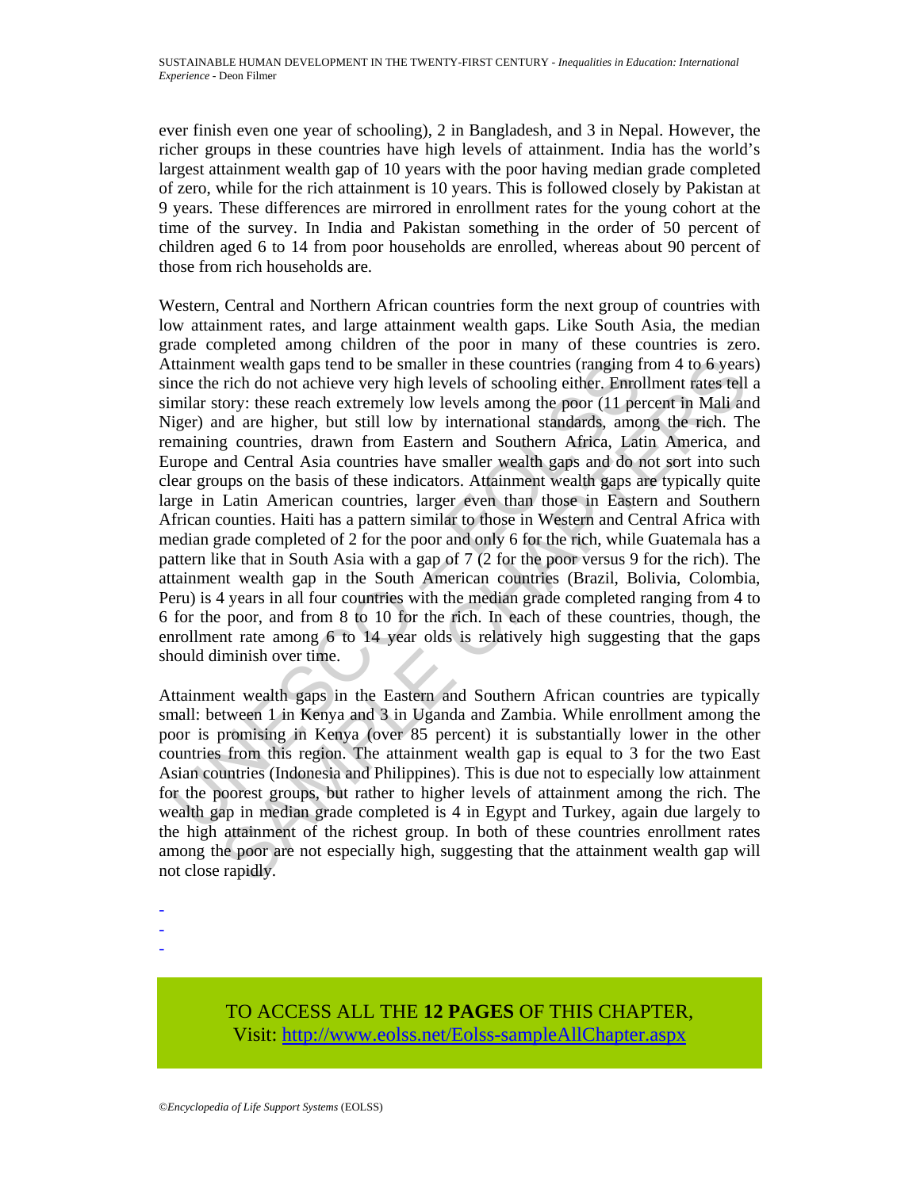ever finish even one year of schooling), 2 in Bangladesh, and 3 in Nepal. However, the richer groups in these countries have high levels of attainment. India has the world's largest attainment wealth gap of 10 years with the poor having median grade completed of zero, while for the rich attainment is 10 years. This is followed closely by Pakistan at 9 years. These differences are mirrored in enrollment rates for the young cohort at the time of the survey. In India and Pakistan something in the order of 50 percent of children aged 6 to 14 from poor households are enrolled, whereas about 90 percent of those from rich households are.

Western, Central and Northern African countries form the next group of countries with low attainment rates, and large attainment wealth gaps. Like South Asia, the median grade completed among children of the poor in many of these countries is zero. Attainment wealth gaps tend to be smaller in these countries (ranging from 4 to 6 years) since the rich do not achieve very high levels of schooling either. Enrollment rates tell a similar story: these reach extremely low levels among the poor (11 percent in Mali and Niger) and are higher, but still low by international standards, among the rich. The remaining countries, drawn from Eastern and Southern Africa, Latin America, and Europe and Central Asia countries have smaller wealth gaps and do not sort into such clear groups on the basis of these indicators. Attainment wealth gaps are typically quite large in Latin American countries, larger even than those in Eastern and Southern African counties. Haiti has a pattern similar to those in Western and Central Africa with median grade completed of 2 for the poor and only 6 for the rich, while Guatemala has a pattern like that in South Asia with a gap of 7 (2 for the poor versus 9 for the rich). The attainment wealth gap in the South American countries (Brazil, Bolivia, Colombia, Peru) is 4 years in all four countries with the median grade completed ranging from 4 to 6 for the poor, and from 8 to 10 for the rich. In each of these countries, though, the enrollment rate among 6 to 14 year olds is relatively high suggesting that the gaps should diminish over time.

Attainment wealth gaps in the Eastern and Southern African countries are typically small: between 1 in Kenya and 3 in Uganda and Zambia. While enrollment among the poor is promising in Kenya (over 85 percent) it is substantially lower in the other countries from this region. The attainment wealth gap is equal to 3 for the two East Asian countries (Indonesia and Philippines). This is due not to especially low attainment for the poorest groups, but rather to higher levels of attainment among the rich. The wealth gap in median grade completed is 4 in Egypt and Turkey, again due largely to the high attainment of the richest group. In both of these countries enrollment rates among the poor are not especially high, suggesting that the attainment wealth gap will not close rapidly.

-
-
-

TO ACCESS ALL THE **12 PAGES** OF THIS CHAPTER,
Visit: http://www.eolss.net/Eolss-sampleAllChapter.aspx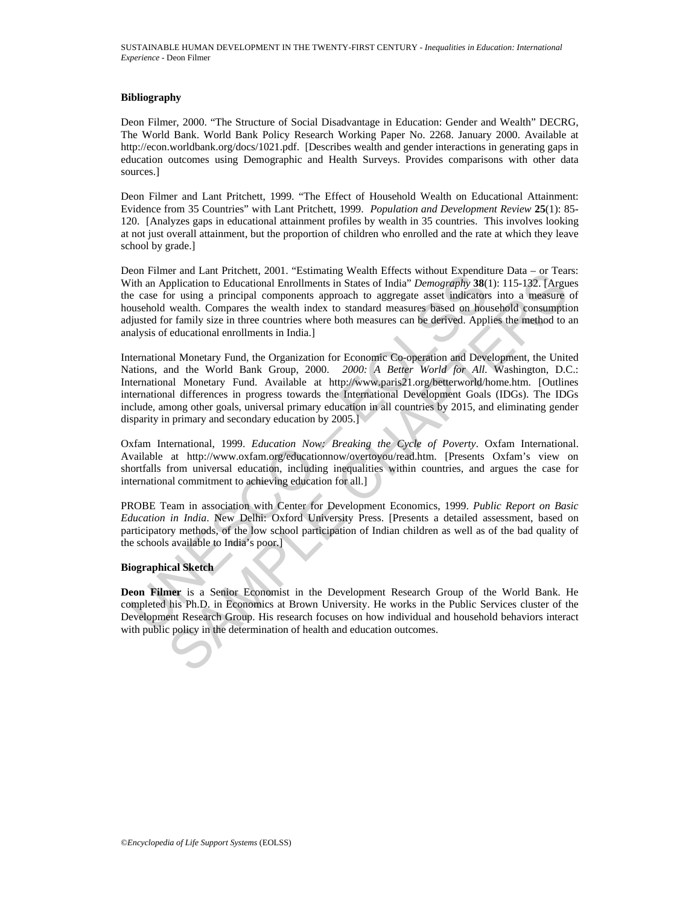### Bibliography

Deon Filmer, 2000. "The Structure of Social Disadvantage in Education: Gender and Wealth" DECRG, The World Bank. World Bank Policy Research Working Paper No. 2268. January 2000. Available at http://econ.worldbank.org/docs/1021.pdf. [Describes wealth and gender interactions in generating gaps in education outcomes using Demographic and Health Surveys. Provides comparisons with other data sources.]

Deon Filmer and Lant Pritchett, 1999. "The Effect of Household Wealth on Educational Attainment: Evidence from 35 Countries" with Lant Pritchett, 1999. *Population and Development Review* **25**(1): 85-120. [Analyzes gaps in educational attainment profiles by wealth in 35 countries. This involves looking at not just overall attainment, but the proportion of children who enrolled and the rate at which they leave school by grade.]

Deon Filmer and Lant Pritchett, 2001. "Estimating Wealth Effects without Expenditure Data – or Tears: With an Application to Educational Enrollments in States of India" *Demography* **38**(1): 115-132. [Argues the case for using a principal components approach to aggregate asset indicators into a measure of household wealth. Compares the wealth index to standard measures based on household consumption adjusted for family size in three countries where both measures can be derived. Applies the method to an analysis of educational enrollments in India.]

International Monetary Fund, the Organization for Economic Co-operation and Development, the United Nations, and the World Bank Group, 2000. *2000: A Better World for All*. Washington, D.C.: International Monetary Fund. Available at http://www.paris21.org/betterworld/home.htm. [Outlines international differences in progress towards the International Development Goals (IDGs). The IDGs include, among other goals, universal primary education in all countries by 2015, and eliminating gender disparity in primary and secondary education by 2005.]

Oxfam International, 1999. *Education Now: Breaking the Cycle of Poverty*. Oxfam International. Available at http://www.oxfam.org/educationnow/overtoyou/read.htm. [Presents Oxfam's view on shortfalls from universal education, including inequalities within countries, and argues the case for international commitment to achieving education for all.]

PROBE Team in association with Center for Development Economics, 1999. *Public Report on Basic Education in India*. New Delhi: Oxford University Press. [Presents a detailed assessment, based on participatory methods, of the low school participation of Indian children as well as of the bad quality of the schools available to India's poor.]

### Biographical Sketch

**Deon Filmer** is a Senior Economist in the Development Research Group of the World Bank. He completed his Ph.D. in Economics at Brown University. He works in the Public Services cluster of the Development Research Group. His research focuses on how individual and household behaviors interact with public policy in the determination of health and education outcomes.